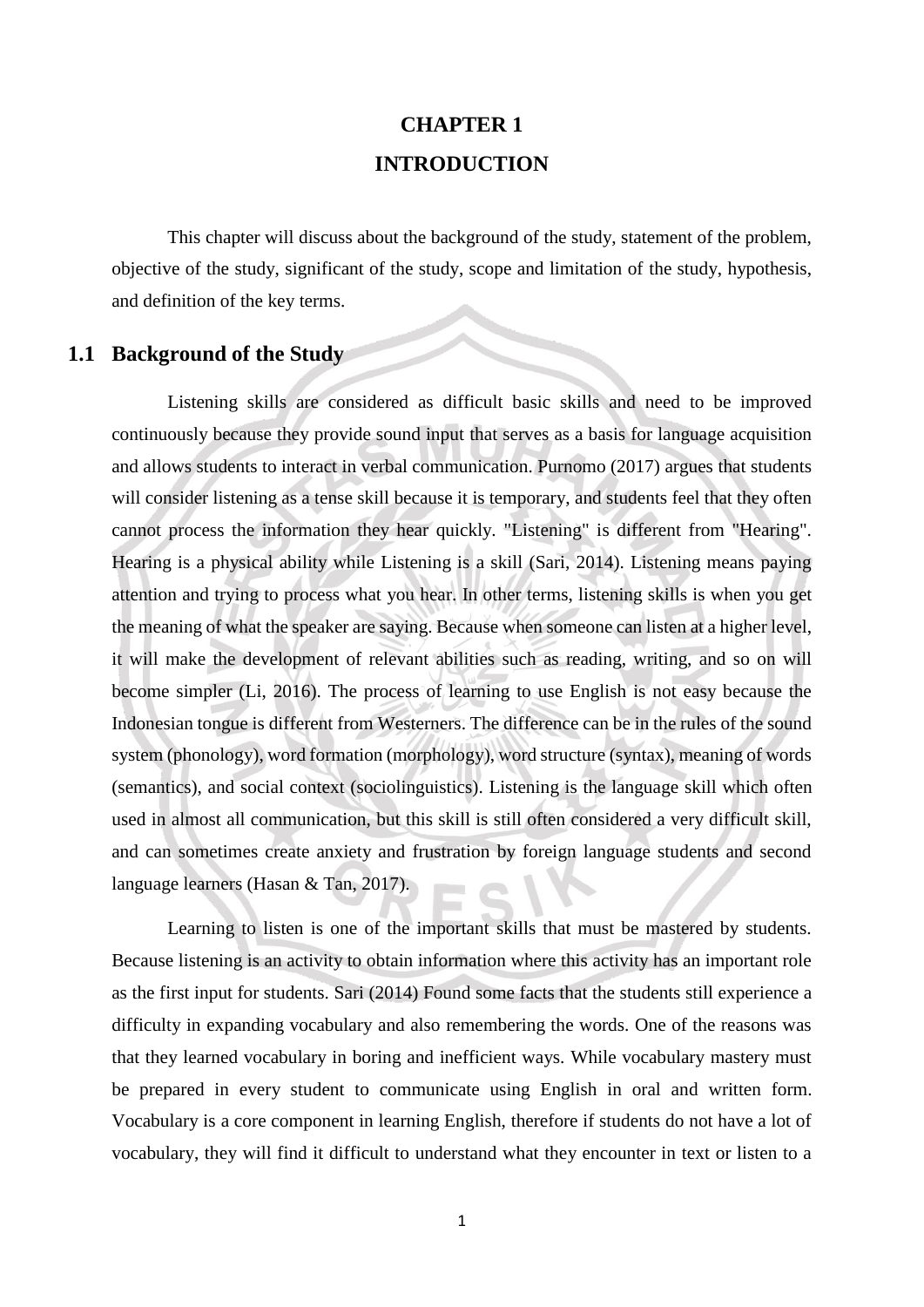# CHAPTER 1

# INTRODUCTION

This chapter will discuss about the background of the study, statement of the problem, objective of the study, significant of the study, scope and limitation of the study, hypothesis, and definition of the key terms.

## 1.1 Background of the Study

Listening skills are considered as difficult basic skills and need to be improved continuously because they provide sound input that serves as a basis for language acquisition and allows students to interact in verbal communication. Purnomo (2017) argues that students will consider listening as a tense skill because it is temporary, and students feel that they often cannot process the information they hear quickly. "Listening" is different from "Hearing". Hearing is a physical ability while Listening is a skill (Sari, 2014). Listening means paying attention and trying to process what you hear. In other terms, listening skills is when you get the meaning of what the speaker are saying. Because when someone can listen at a higher level, it will make the development of relevant abilities such as reading, writing, and so on will become simpler (Li, 2016). The process of learning to use English is not easy because the Indonesian tongue is different from Westerners. The difference can be in the rules of the sound system (phonology), word formation (morphology), word structure (syntax), meaning of words (semantics), and social context (sociolinguistics). Listening is the language skill which often used in almost all communication, but this skill is still often considered a very difficult skill, and can sometimes create anxiety and frustration by foreign language students and second language learners (Hasan & Tan, 2017).

Learning to listen is one of the important skills that must be mastered by students. Because listening is an activity to obtain information where this activity has an important role as the first input for students. Sari (2014) Found some facts that the students still experience a difficulty in expanding vocabulary and also remembering the words. One of the reasons was that they learned vocabulary in boring and inefficient ways. While vocabulary mastery must be prepared in every student to communicate using English in oral and written form. Vocabulary is a core component in learning English, therefore if students do not have a lot of vocabulary, they will find it difficult to understand what they encounter in text or listen to a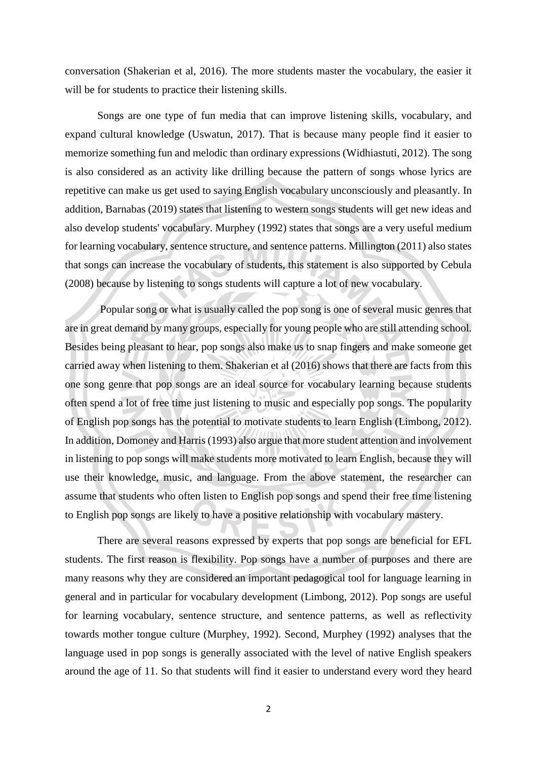conversation (Shakerian et al, 2016). The more students master the vocabulary, the easier it will be for students to practice their listening skills.

Songs are one type of fun media that can improve listening skills, vocabulary, and expand cultural knowledge (Uswatun, 2017). That is because many people find it easier to memorize something fun and melodic than ordinary expressions (Widhiastuti, 2012). The song is also considered as an activity like drilling because the pattern of songs whose lyrics are repetitive can make us get used to saying English vocabulary unconsciously and pleasantly. In addition, Barnabas (2019) states that listening to western songs students will get new ideas and also develop students' vocabulary. Murphey (1992) states that songs are a very useful medium for learning vocabulary, sentence structure, and sentence patterns. Millington (2011) also states that songs can increase the vocabulary of students, this statement is also supported by Cebula (2008) because by listening to songs students will capture a lot of new vocabulary.

Popular song or what is usually called the pop song is one of several music genres that are in great demand by many groups, especially for young people who are still attending school. Besides being pleasant to hear, pop songs also make us to snap fingers and make someone get carried away when listening to them. Shakerian et al (2016) shows that there are facts from this one song genre that pop songs are an ideal source for vocabulary learning because students often spend a lot of free time just listening to music and especially pop songs. The popularity of English pop songs has the potential to motivate students to learn English (Limbong, 2012). In addition, Domoney and Harris (1993) also argue that more student attention and involvement in listening to pop songs will make students more motivated to learn English, because they will use their knowledge, music, and language. From the above statement, the researcher can assume that students who often listen to English pop songs and spend their free time listening to English pop songs are likely to have a positive relationship with vocabulary mastery.

There are several reasons expressed by experts that pop songs are beneficial for EFL students. The first reason is flexibility. Pop songs have a number of purposes and there are many reasons why they are considered an important pedagogical tool for language learning in general and in particular for vocabulary development (Limbong, 2012). Pop songs are useful for learning vocabulary, sentence structure, and sentence patterns, as well as reflectivity towards mother tongue culture (Murphey, 1992). Second, Murphey (1992) analyses that the language used in pop songs is generally associated with the level of native English speakers around the age of 11. So that students will find it easier to understand every word they heard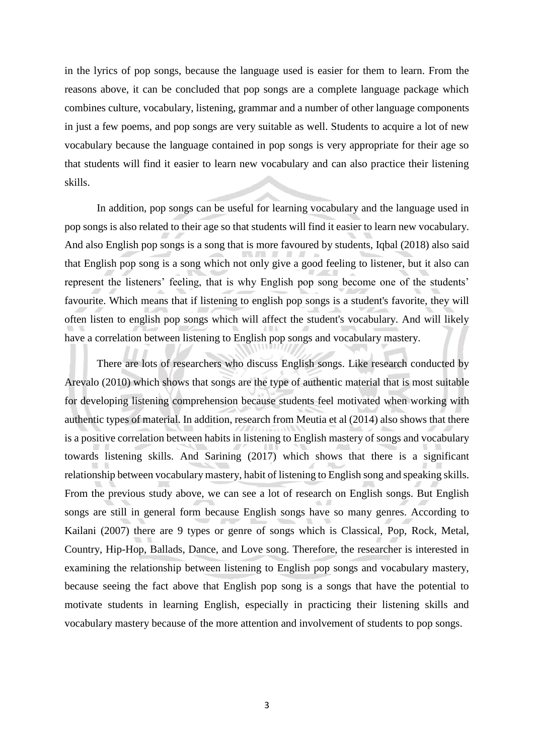in the lyrics of pop songs, because the language used is easier for them to learn. From the reasons above, it can be concluded that pop songs are a complete language package which combines culture, vocabulary, listening, grammar and a number of other language components in just a few poems, and pop songs are very suitable as well. Students to acquire a lot of new vocabulary because the language contained in pop songs is very appropriate for their age so that students will find it easier to learn new vocabulary and can also practice their listening skills.

In addition, pop songs can be useful for learning vocabulary and the language used in pop songs is also related to their age so that students will find it easier to learn new vocabulary. And also English pop songs is a song that is more favoured by students, Iqbal (2018) also said that English pop song is a song which not only give a good feeling to listener, but it also can represent the listeners' feeling, that is why English pop song become one of the students' favourite. Which means that if listening to english pop songs is a student's favorite, they will often listen to english pop songs which will affect the student's vocabulary. And will likely have a correlation between listening to English pop songs and vocabulary mastery.

There are lots of researchers who discuss English songs. Like research conducted by Arevalo (2010) which shows that songs are the type of authentic material that is most suitable for developing listening comprehension because students feel motivated when working with authentic types of material. In addition, research from Meutia et al (2014) also shows that there is a positive correlation between habits in listening to English mastery of songs and vocabulary towards listening skills. And Sarining (2017) which shows that there is a significant relationship between vocabulary mastery, habit of listening to English song and speaking skills. From the previous study above, we can see a lot of research on English songs. But English songs are still in general form because English songs have so many genres. According to Kailani (2007) there are 9 types or genre of songs which is Classical, Pop, Rock, Metal, Country, Hip-Hop, Ballads, Dance, and Love song. Therefore, the researcher is interested in examining the relationship between listening to English pop songs and vocabulary mastery, because seeing the fact above that English pop song is a songs that have the potential to motivate students in learning English, especially in practicing their listening skills and vocabulary mastery because of the more attention and involvement of students to pop songs.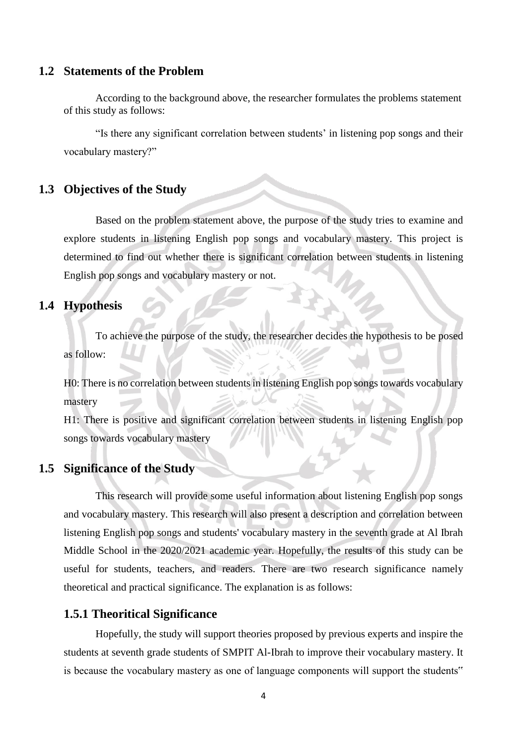## 1.2 Statements of the Problem

According to the background above, the researcher formulates the problems statement of this study as follows:

"Is there any significant correlation between students' in listening pop songs and their vocabulary mastery?"

## 1.3 Objectives of the Study

Based on the problem statement above, the purpose of the study tries to examine and explore students in listening English pop songs and vocabulary mastery. This project is determined to find out whether there is significant correlation between students in listening English pop songs and vocabulary mastery or not.

## 1.4 Hypothesis

To achieve the purpose of the study, the researcher decides the hypothesis to be posed as follow:

H0: There is no correlation between students in listening English pop songs towards vocabulary mastery

H1: There is positive and significant correlation between students in listening English pop songs towards vocabulary mastery

## 1.5 Significance of the Study

This research will provide some useful information about listening English pop songs and vocabulary mastery. This research will also present a description and correlation between listening English pop songs and students' vocabulary mastery in the seventh grade at Al Ibrah Middle School in the 2020/2021 academic year. Hopefully, the results of this study can be useful for students, teachers, and readers. There are two research significance namely theoretical and practical significance. The explanation is as follows:

### 1.5.1 Theoritical Significance

Hopefully, the study will support theories proposed by previous experts and inspire the students at seventh grade students of SMPIT Al-Ibrah to improve their vocabulary mastery. It is because the vocabulary mastery as one of language components will support the students"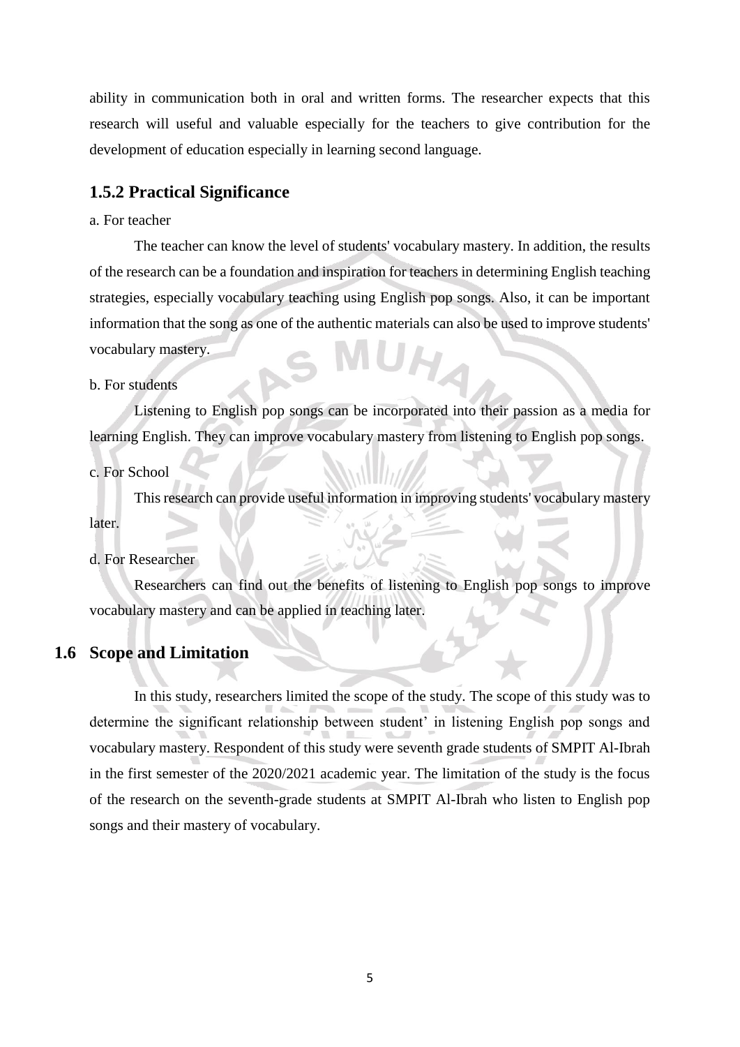ability in communication both in oral and written forms. The researcher expects that this research will useful and valuable especially for the teachers to give contribution for the development of education especially in learning second language.

### 1.5.2 Practical Significance

a. For teacher

The teacher can know the level of students' vocabulary mastery. In addition, the results of the research can be a foundation and inspiration for teachers in determining English teaching strategies, especially vocabulary teaching using English pop songs. Also, it can be important information that the song as one of the authentic materials can also be used to improve students' vocabulary mastery.

b. For students

Listening to English pop songs can be incorporated into their passion as a media for learning English. They can improve vocabulary mastery from listening to English pop songs.

c. For School

This research can provide useful information in improving students' vocabulary mastery later.

d. For Researcher

Researchers can find out the benefits of listening to English pop songs to improve vocabulary mastery and can be applied in teaching later.

## 1.6 Scope and Limitation

In this study, researchers limited the scope of the study. The scope of this study was to determine the significant relationship between student' in listening English pop songs and vocabulary mastery. Respondent of this study were seventh grade students of SMPIT Al-Ibrah in the first semester of the 2020/2021 academic year. The limitation of the study is the focus of the research on the seventh-grade students at SMPIT Al-Ibrah who listen to English pop songs and their mastery of vocabulary.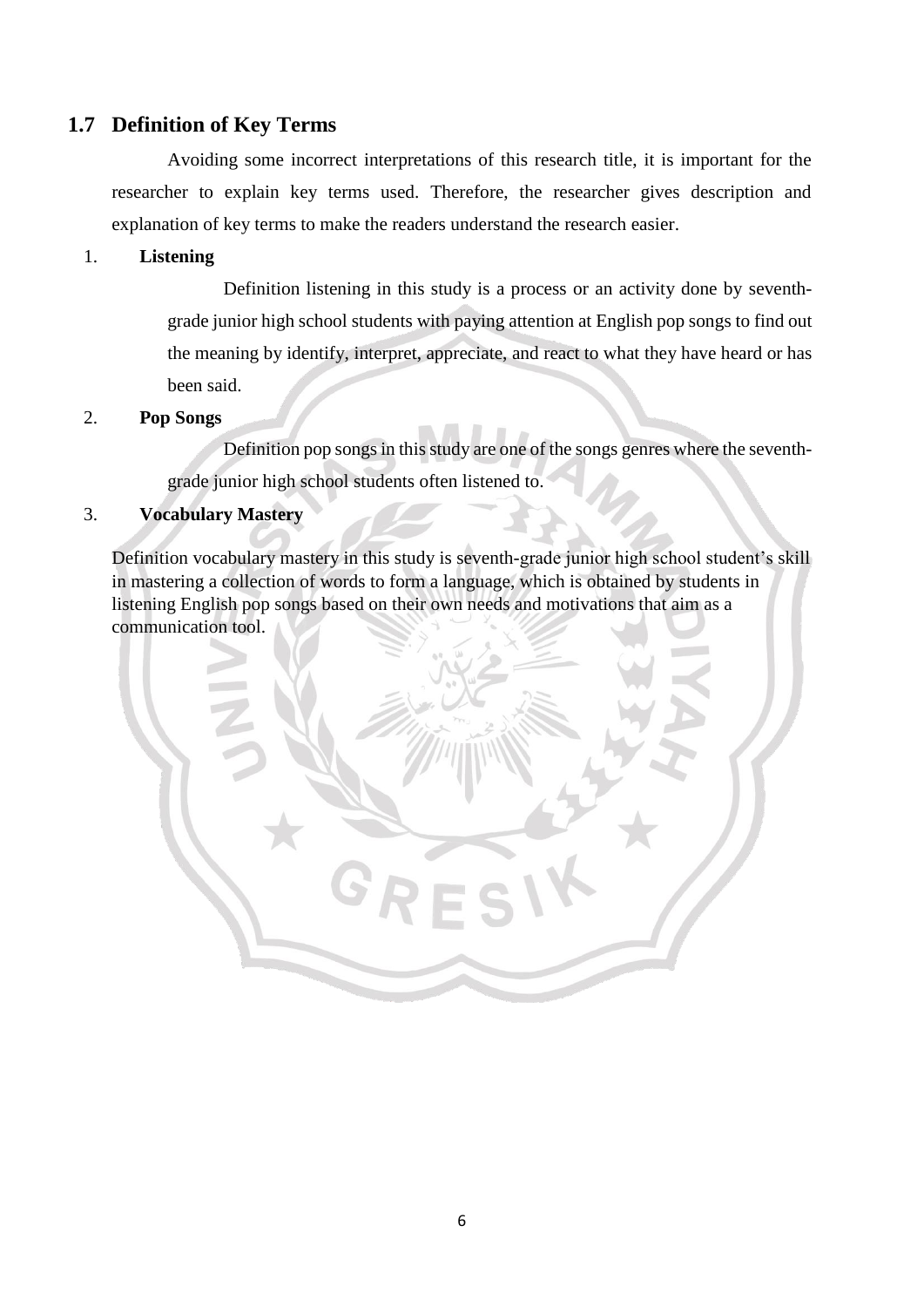## 1.7 Definition of Key Terms

Avoiding some incorrect interpretations of this research title, it is important for the researcher to explain key terms used. Therefore, the researcher gives description and explanation of key terms to make the readers understand the research easier.

1. **Listening**

   Definition listening in this study is a process or an activity done by seventh-grade junior high school students with paying attention at English pop songs to find out the meaning by identify, interpret, appreciate, and react to what they have heard or has been said.

2. **Pop Songs**

   Definition pop songs in this study are one of the songs genres where the seventh-grade junior high school students often listened to.

3. **Vocabulary Mastery**

   Definition vocabulary mastery in this study is seventh-grade junior high school student's skill in mastering a collection of words to form a language, which is obtained by students in listening English pop songs based on their own needs and motivations that aim as a communication tool.